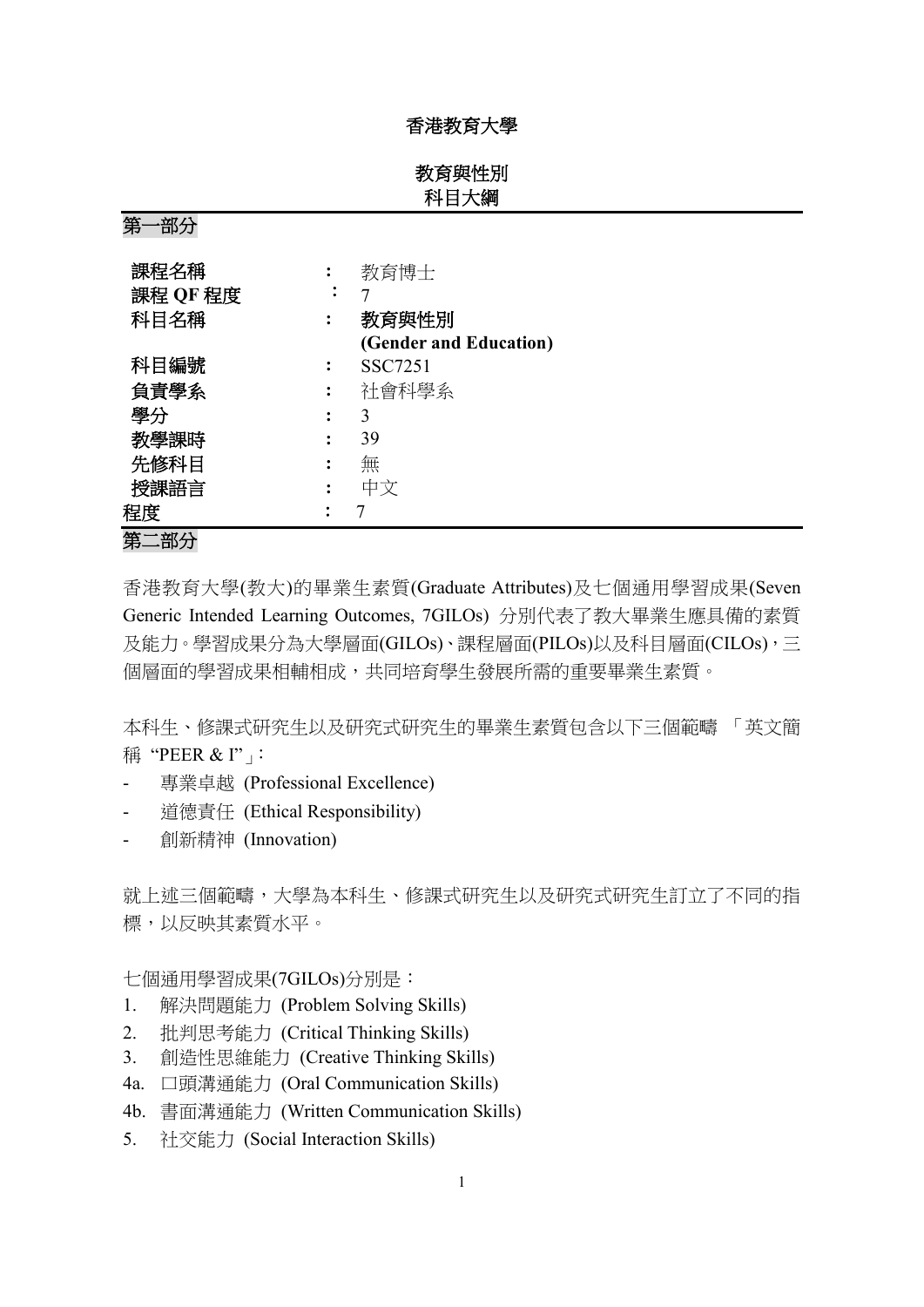# 香港教育大學

## 教育與性別
## 科目大綱

### 第一部分

| | | |
|---|---|---|
| 課程名稱 | : | 教育博士 |
| 課程 QF 程度 | : | 7 |
| 科目名稱 | : | **教育與性別** **(Gender and Education)** |
| 科目編號 | : | SSC7251 |
| 負責學系 | : | 社會科學系 |
| 學分 | : | 3 |
| 教學課時 | : | 39 |
| 先修科目 | : | 無 |
| 授課語言 | : | 中文 |
| 程度 | : | 7 |

### 第二部分

香港教育大學(教大)的畢業生素質(Graduate Attributes)及七個通用學習成果(Seven Generic Intended Learning Outcomes, 7GILOs) 分別代表了教大畢業生應具備的素質及能力。學習成果分為大學層面(GILOs)、課程層面(PILOs)以及科目層面(CILOs)，三個層面的學習成果相輔相成，共同培育學生發展所需的重要畢業生素質。

本科生、修課式研究生以及研究式研究生的畢業生素質包含以下三個範疇 「英文簡稱 "PEER & I"」：

- 專業卓越 (Professional Excellence)
- 道德責任 (Ethical Responsibility)
- 創新精神 (Innovation)

就上述三個範疇，大學為本科生、修課式研究生以及研究式研究生訂立了不同的指標，以反映其素質水平。

七個通用學習成果(7GILOs)分別是：

1. 解決問題能力 (Problem Solving Skills)
2. 批判思考能力 (Critical Thinking Skills)
3. 創造性思維能力 (Creative Thinking Skills)

4a. 口頭溝通能力 (Oral Communication Skills)

4b. 書面溝通能力 (Written Communication Skills)

5. 社交能力 (Social Interaction Skills)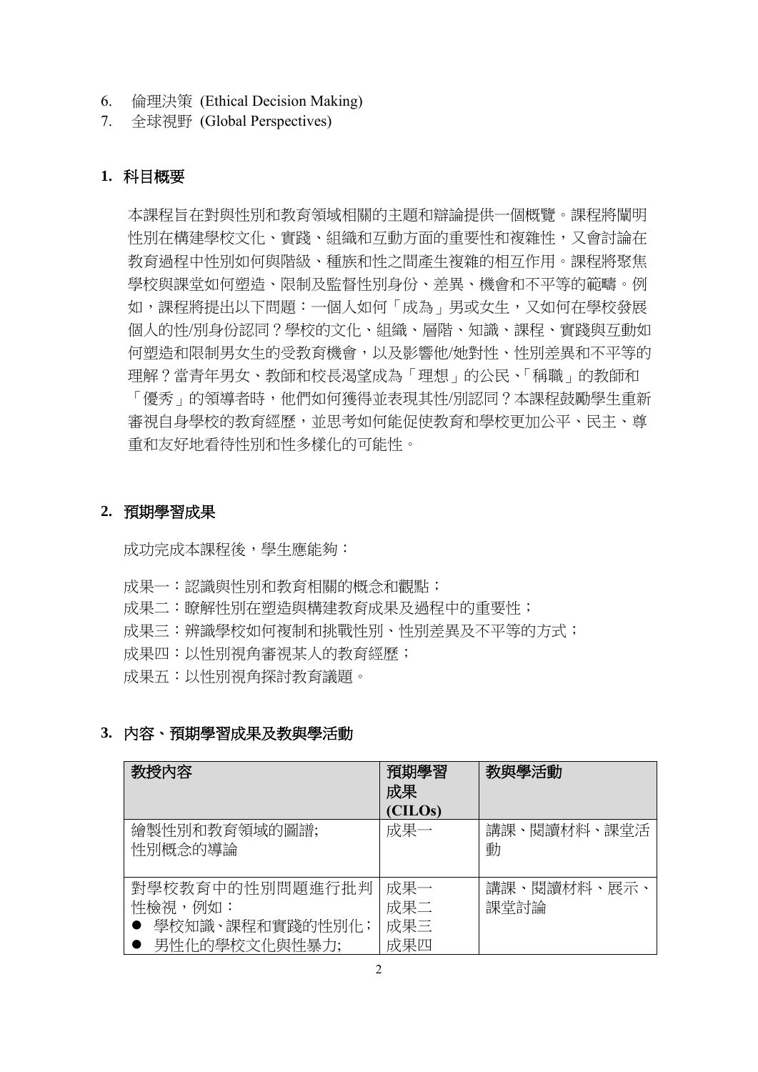6. 倫理決策 (Ethical Decision Making)
7. 全球視野 (Global Perspectives)

## 1. 科目概要

本課程旨在對與性別和教育領域相關的主題和辯論提供一個概覽。課程將闡明性別在構建學校文化、實踐、組織和互動方面的重要性和複雜性，又會討論在教育過程中性別如何與階級、種族和性之間產生複雜的相互作用。課程將聚焦學校與課堂如何塑造、限制及監督性別身份、差異、機會和不平等的範疇。例如，課程將提出以下問題：一個人如何「成為」男或女生，又如何在學校發展個人的性/別身份認同？學校的文化、組織、層階、知識、課程、實踐與互動如何塑造和限制男女生的受教育機會，以及影響他/她對性、性別差異和不平等的理解？當青年男女、教師和校長渴望成為「理想」的公民、「稱職」的教師和「優秀」的領導者時，他們如何獲得並表現其性/別認同？本課程鼓勵學生重新審視自身學校的教育經歷，並思考如何能促使教育和學校更加公平、民主、尊重和友好地看待性別和性多樣化的可能性。

## 2. 預期學習成果

成功完成本課程後，學生應能夠：

成果一：認識與性別和教育相關的概念和觀點；
成果二：瞭解性別在塑造與構建教育成果及過程中的重要性；
成果三：辨識學校如何複制和挑戰性別、性別差異及不平等的方式；
成果四：以性別視角審視某人的教育經歷；
成果五：以性別視角探討教育議題。

## 3. 內容、預期學習成果及教與學活動

| 教授內容 | 預期學習成果 (CILOs) | 教與學活動 |
| --- | --- | --- |
| 繪製性別和教育領域的圖譜;<br>性別概念的導論 | 成果一 | 講課、閱讀材料、課堂活動 |
| 對學校教育中的性別問題進行批判性檢視，例如：<br>● 學校知識、課程和實踐的性別化；<br>● 男性化的學校文化與性暴力; | 成果一<br>成果二<br>成果三<br>成果四 | 講課、閱讀材料、展示、課堂討論 |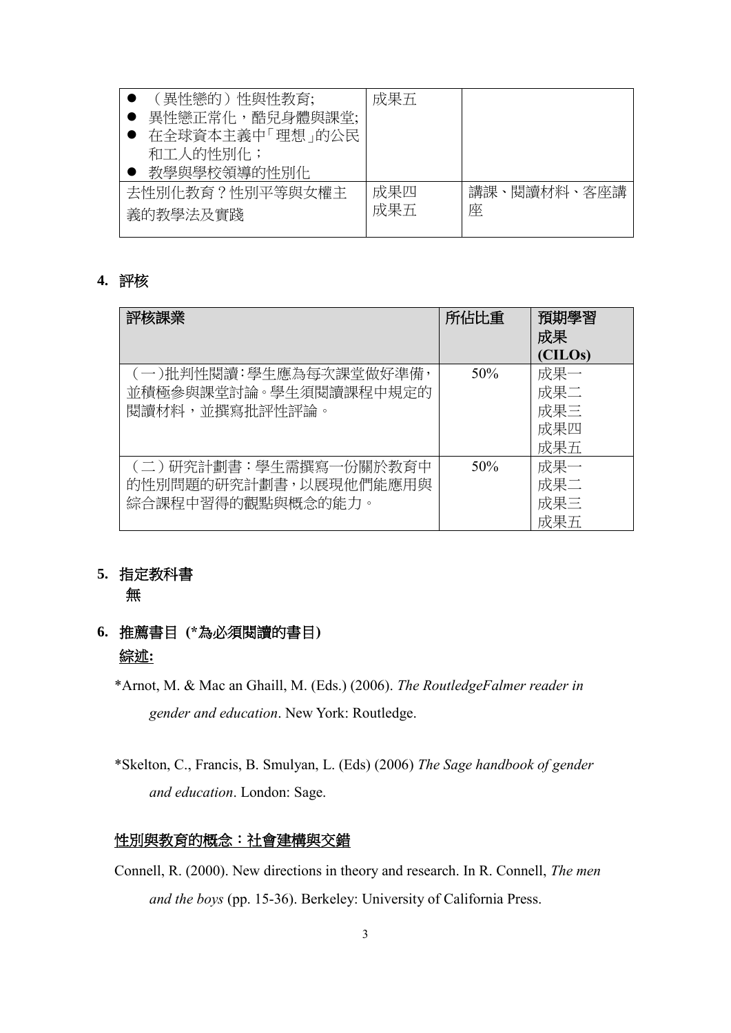| | | |
|---|---|---|
| ● （異性戀的）性與性教育;<br>● 異性戀正常化，酷兒身體與課堂;<br>● 在全球資本主義中「理想」的公民和工人的性別化；<br>● 教學與學校領導的性別化 | 成果五 | |
| 去性別化教育？性別平等與女權主義的教學法及實踐 | 成果四<br>成果五 | 講課、閱讀材料、客座講座 |

## 4. 評核

| 評核課業 | 所佔比重 | 預期學習成果 (CILOs) |
|---|---|---|
| （一）批判性閱讀：學生應為每次課堂做好準備，並積極參與課堂討論。學生須閱讀課程中規定的閱讀材料，並撰寫批評性評論。 | 50% | 成果一<br>成果二<br>成果三<br>成果四<br>成果五 |
| （二）研究計劃書：學生需撰寫一份關於教育中的性別問題的研究計劃書，以展現他們能應用與綜合課程中習得的觀點與概念的能力。 | 50% | 成果一<br>成果二<br>成果三<br>成果五 |

## 5. 指定教科書

無

## 6. 推薦書目 (*為必須閱讀的書目)

<u>綜述:</u>

*Arnot, M. & Mac an Ghaill, M. (Eds.) (2006). *The RoutledgeFalmer reader in gender and education*. New York: Routledge.

*Skelton, C., Francis, B. Smulyan, L. (Eds) (2006) *The Sage handbook of gender and education*. London: Sage.

<u>性別與教育的概念：社會建構與交錯</u>

Connell, R. (2000). New directions in theory and research. In R. Connell, *The men and the boys* (pp. 15-36). Berkeley: University of California Press.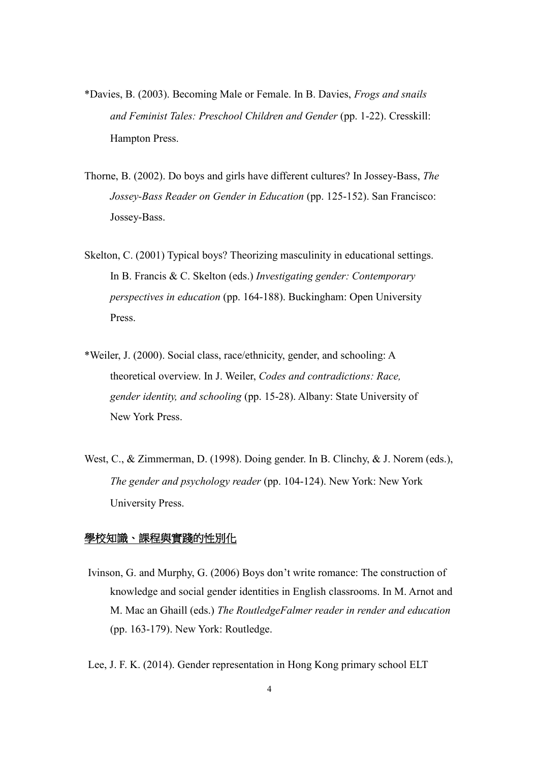*Davies, B. (2003). Becoming Male or Female. In B. Davies, *Frogs and snails and Feminist Tales: Preschool Children and Gender* (pp. 1-22). Cresskill: Hampton Press.

Thorne, B. (2002). Do boys and girls have different cultures? In Jossey-Bass, *The Jossey-Bass Reader on Gender in Education* (pp. 125-152). San Francisco: Jossey-Bass.

Skelton, C. (2001) Typical boys? Theorizing masculinity in educational settings. In B. Francis & C. Skelton (eds.) *Investigating gender: Contemporary perspectives in education* (pp. 164-188). Buckingham: Open University Press.

*Weiler, J. (2000). Social class, race/ethnicity, gender, and schooling: A theoretical overview. In J. Weiler, *Codes and contradictions: Race, gender identity, and schooling* (pp. 15-28). Albany: State University of New York Press.

West, C., & Zimmerman, D. (1998). Doing gender. In B. Clinchy, & J. Norem (eds.), *The gender and psychology reader* (pp. 104-124). New York: New York University Press.

<u>學校知識、課程與實踐的性別化</u>

Ivinson, G. and Murphy, G. (2006) Boys don't write romance: The construction of knowledge and social gender identities in English classrooms. In M. Arnot and M. Mac an Ghaill (eds.) *The RoutledgeFalmer reader in render and education* (pp. 163-179). New York: Routledge.

Lee, J. F. K. (2014). Gender representation in Hong Kong primary school ELT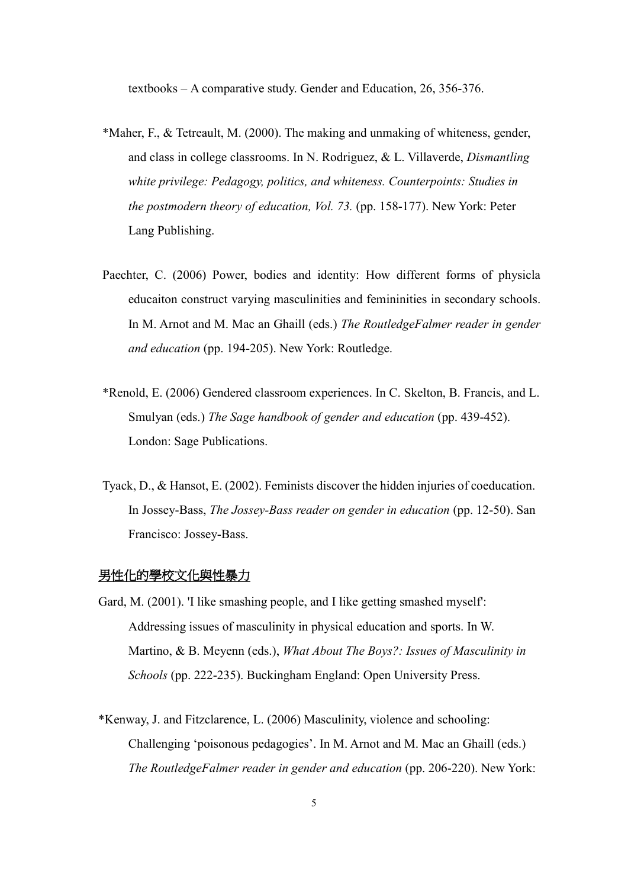textbooks – A comparative study. Gender and Education, 26, 356-376.

*Maher, F., & Tetreault, M. (2000). The making and unmaking of whiteness, gender, and class in college classrooms. In N. Rodriguez, & L. Villaverde, *Dismantling white privilege: Pedagogy, politics, and whiteness. Counterpoints: Studies in the postmodern theory of education, Vol. 73.* (pp. 158-177). New York: Peter Lang Publishing.

Paechter, C. (2006) Power, bodies and identity: How different forms of physicla educaiton construct varying masculinities and femininities in secondary schools. In M. Arnot and M. Mac an Ghaill (eds.) *The RoutledgeFalmer reader in gender and education* (pp. 194-205). New York: Routledge.

*Renold, E. (2006) Gendered classroom experiences. In C. Skelton, B. Francis, and L. Smulyan (eds.) *The Sage handbook of gender and education* (pp. 439-452). London: Sage Publications.

Tyack, D., & Hansot, E. (2002). Feminists discover the hidden injuries of coeducation. In Jossey-Bass, *The Jossey-Bass reader on gender in education* (pp. 12-50). San Francisco: Jossey-Bass.

## <u>男性化的學校文化與性暴力</u>

Gard, M. (2001). 'I like smashing people, and I like getting smashed myself': Addressing issues of masculinity in physical education and sports. In W. Martino, & B. Meyenn (eds.), *What About The Boys?: Issues of Masculinity in Schools* (pp. 222-235). Buckingham England: Open University Press.

*Kenway, J. and Fitzclarence, L. (2006) Masculinity, violence and schooling: Challenging 'poisonous pedagogies'. In M. Arnot and M. Mac an Ghaill (eds.) *The RoutledgeFalmer reader in gender and education* (pp. 206-220). New York: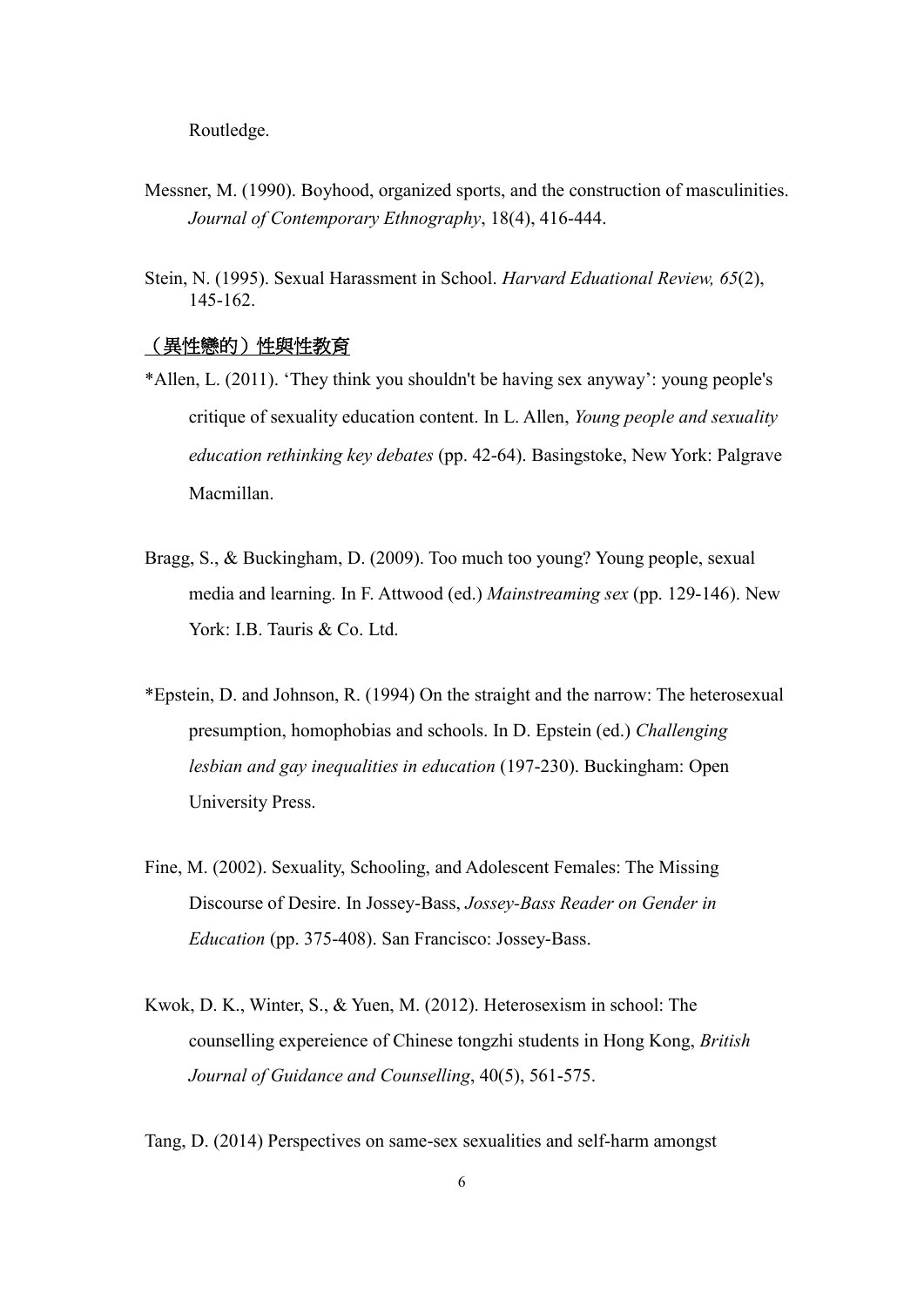Routledge.

Messner, M. (1990). Boyhood, organized sports, and the construction of masculinities. *Journal of Contemporary Ethnography*, 18(4), 416-444.

Stein, N. (1995). Sexual Harassment in School. *Harvard Eduational Review, 65*(2), 145-162.

<u>（異性戀的）性與性教育</u>

*Allen, L. (2011). 'They think you shouldn't be having sex anyway': young people's critique of sexuality education content. In L. Allen, *Young people and sexuality education rethinking key debates* (pp. 42-64). Basingstoke, New York: Palgrave Macmillan.

Bragg, S., & Buckingham, D. (2009). Too much too young? Young people, sexual media and learning. In F. Attwood (ed.) *Mainstreaming sex* (pp. 129-146). New York: I.B. Tauris & Co. Ltd.

*Epstein, D. and Johnson, R. (1994) On the straight and the narrow: The heterosexual presumption, homophobias and schools. In D. Epstein (ed.) *Challenging lesbian and gay inequalities in education* (197-230). Buckingham: Open University Press.

Fine, M. (2002). Sexuality, Schooling, and Adolescent Females: The Missing Discourse of Desire. In Jossey-Bass, *Jossey-Bass Reader on Gender in Education* (pp. 375-408). San Francisco: Jossey-Bass.

Kwok, D. K., Winter, S., & Yuen, M. (2012). Heterosexism in school: The counselling expereience of Chinese tongzhi students in Hong Kong, *British Journal of Guidance and Counselling*, 40(5), 561-575.

Tang, D. (2014) Perspectives on same-sex sexualities and self-harm amongst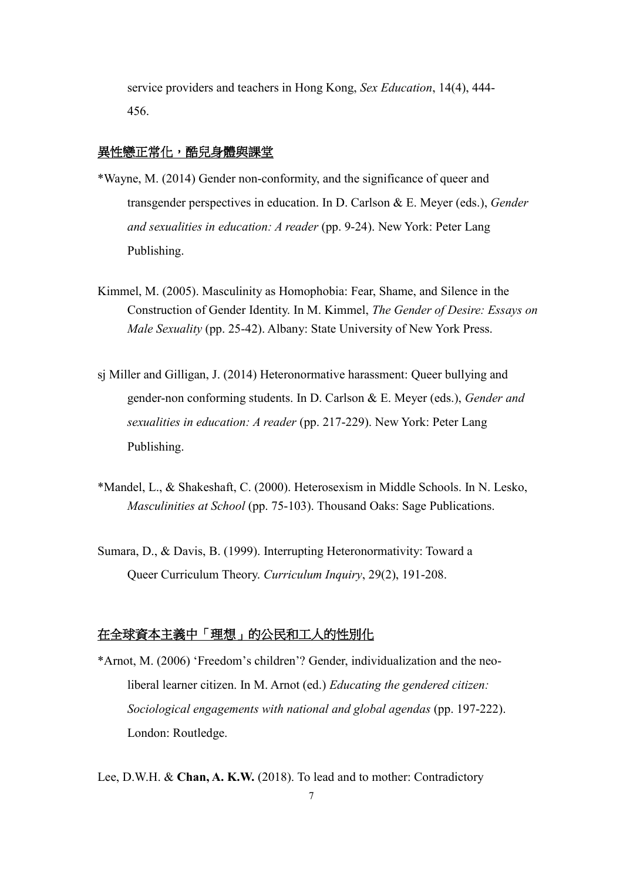service providers and teachers in Hong Kong, *Sex Education*, 14(4), 444-456.

<u>異性戀正常化，酷兒身體與課堂</u>

*Wayne, M. (2014) Gender non-conformity, and the significance of queer and transgender perspectives in education. In D. Carlson & E. Meyer (eds.), *Gender and sexualities in education: A reader* (pp. 9-24). New York: Peter Lang Publishing.

Kimmel, M. (2005). Masculinity as Homophobia: Fear, Shame, and Silence in the Construction of Gender Identity. In M. Kimmel, *The Gender of Desire: Essays on Male Sexuality* (pp. 25-42). Albany: State University of New York Press.

sj Miller and Gilligan, J. (2014) Heteronormative harassment: Queer bullying and gender-non conforming students. In D. Carlson & E. Meyer (eds.), *Gender and sexualities in education: A reader* (pp. 217-229). New York: Peter Lang Publishing.

*Mandel, L., & Shakeshaft, C. (2000). Heterosexism in Middle Schools. In N. Lesko, *Masculinities at School* (pp. 75-103). Thousand Oaks: Sage Publications.

Sumara, D., & Davis, B. (1999). Interrupting Heteronormativity: Toward a Queer Curriculum Theory. *Curriculum Inquiry*, 29(2), 191-208.

<u>在全球資本主義中「理想」的公民和工人的性別化</u>

*Arnot, M. (2006) 'Freedom's children'? Gender, individualization and the neo-liberal learner citizen. In M. Arnot (ed.) *Educating the gendered citizen: Sociological engagements with national and global agendas* (pp. 197-222). London: Routledge.

Lee, D.W.H. & **Chan, A. K.W.** (2018). To lead and to mother: Contradictory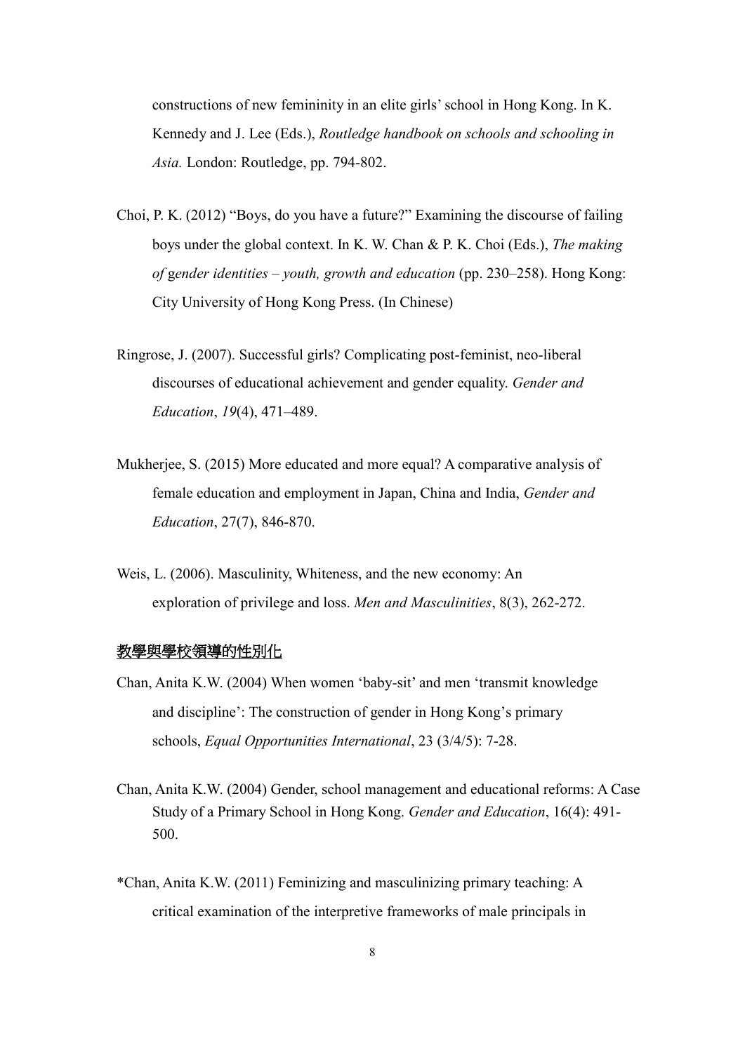constructions of new femininity in an elite girls' school in Hong Kong. In K. Kennedy and J. Lee (Eds.), *Routledge handbook on schools and schooling in Asia.* London: Routledge, pp. 794-802.

Choi, P. K. (2012) "Boys, do you have a future?" Examining the discourse of failing boys under the global context. In K. W. Chan & P. K. Choi (Eds.), *The making of gender identities – youth, growth and education* (pp. 230–258). Hong Kong: City University of Hong Kong Press. (In Chinese)

Ringrose, J. (2007). Successful girls? Complicating post-feminist, neo-liberal discourses of educational achievement and gender equality. *Gender and Education*, *19*(4), 471–489.

Mukherjee, S. (2015) More educated and more equal? A comparative analysis of female education and employment in Japan, China and India, *Gender and Education*, 27(7), 846-870.

Weis, L. (2006). Masculinity, Whiteness, and the new economy: An exploration of privilege and loss. *Men and Masculinities*, 8(3), 262-272.

<u>教學與學校領導的性別化</u>

Chan, Anita K.W. (2004) When women 'baby-sit' and men 'transmit knowledge and discipline': The construction of gender in Hong Kong's primary schools, *Equal Opportunities International*, 23 (3/4/5): 7-28.

Chan, Anita K.W. (2004) Gender, school management and educational reforms: A Case Study of a Primary School in Hong Kong. *Gender and Education*, 16(4): 491-500.

*Chan, Anita K.W. (2011) Feminizing and masculinizing primary teaching: A critical examination of the interpretive frameworks of male principals in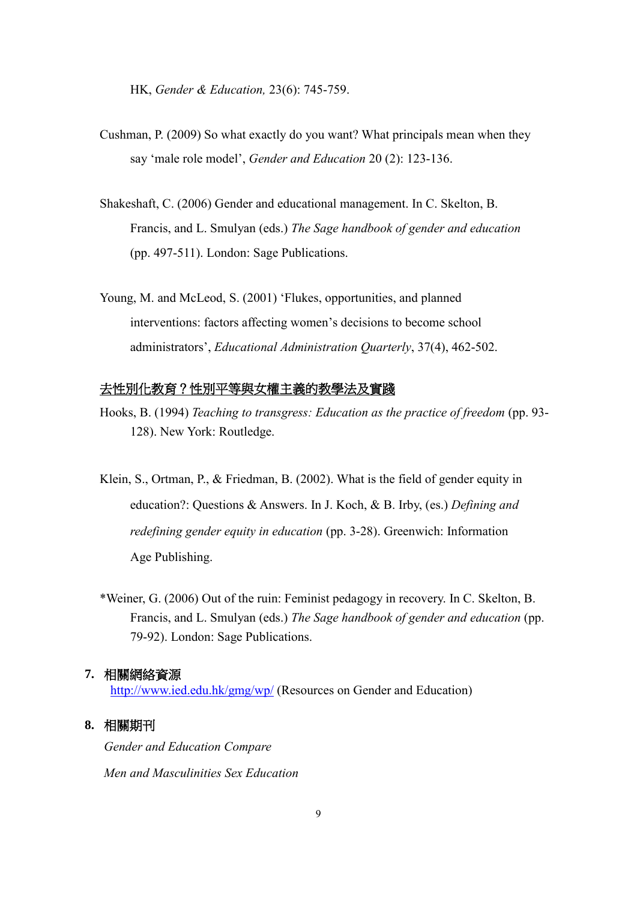HK, *Gender & Education,* 23(6): 745-759.

Cushman, P. (2009) So what exactly do you want? What principals mean when they say 'male role model', *Gender and Education* 20 (2): 123-136.

Shakeshaft, C. (2006) Gender and educational management. In C. Skelton, B. Francis, and L. Smulyan (eds.) *The Sage handbook of gender and education* (pp. 497-511). London: Sage Publications.

Young, M. and McLeod, S. (2001) 'Flukes, opportunities, and planned interventions: factors affecting women's decisions to become school administrators', *Educational Administration Quarterly*, 37(4), 462-502.

<u>去性別化教育？性別平等與女權主義的教學法及實踐</u>

Hooks, B. (1994) *Teaching to transgress: Education as the practice of freedom* (pp. 93-128). New York: Routledge.

Klein, S., Ortman, P., & Friedman, B. (2002). What is the field of gender equity in education?: Questions & Answers. In J. Koch, & B. Irby, (es.) *Defining and redefining gender equity in education* (pp. 3-28). Greenwich: Information Age Publishing.

*Weiner, G. (2006) Out of the ruin: Feminist pedagogy in recovery. In C. Skelton, B. Francis, and L. Smulyan (eds.) *The Sage handbook of gender and education* (pp. 79-92). London: Sage Publications.

## 7. 相關網絡資源

http://www.ied.edu.hk/gmg/wp/ (Resources on Gender and Education)

## 8. 相關期刊

*Gender and Education Compare*

*Men and Masculinities Sex Education*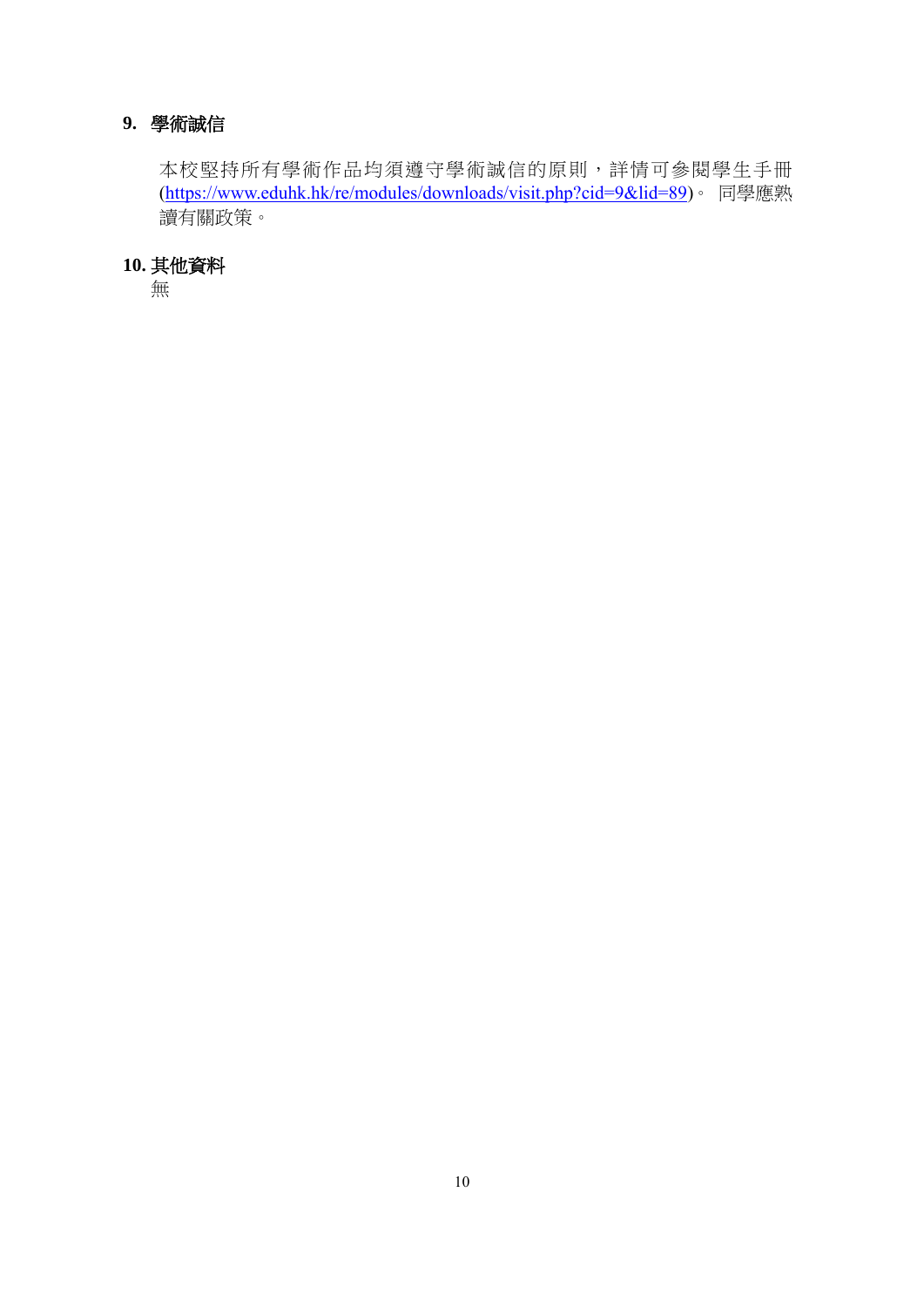## 9. 學術誠信

本校堅持所有學術作品均須遵守學術誠信的原則，詳情可參閱學生手冊 (https://www.eduhk.hk/re/modules/downloads/visit.php?cid=9&lid=89)。 同學應熟讀有關政策。

## 10. 其他資料

無